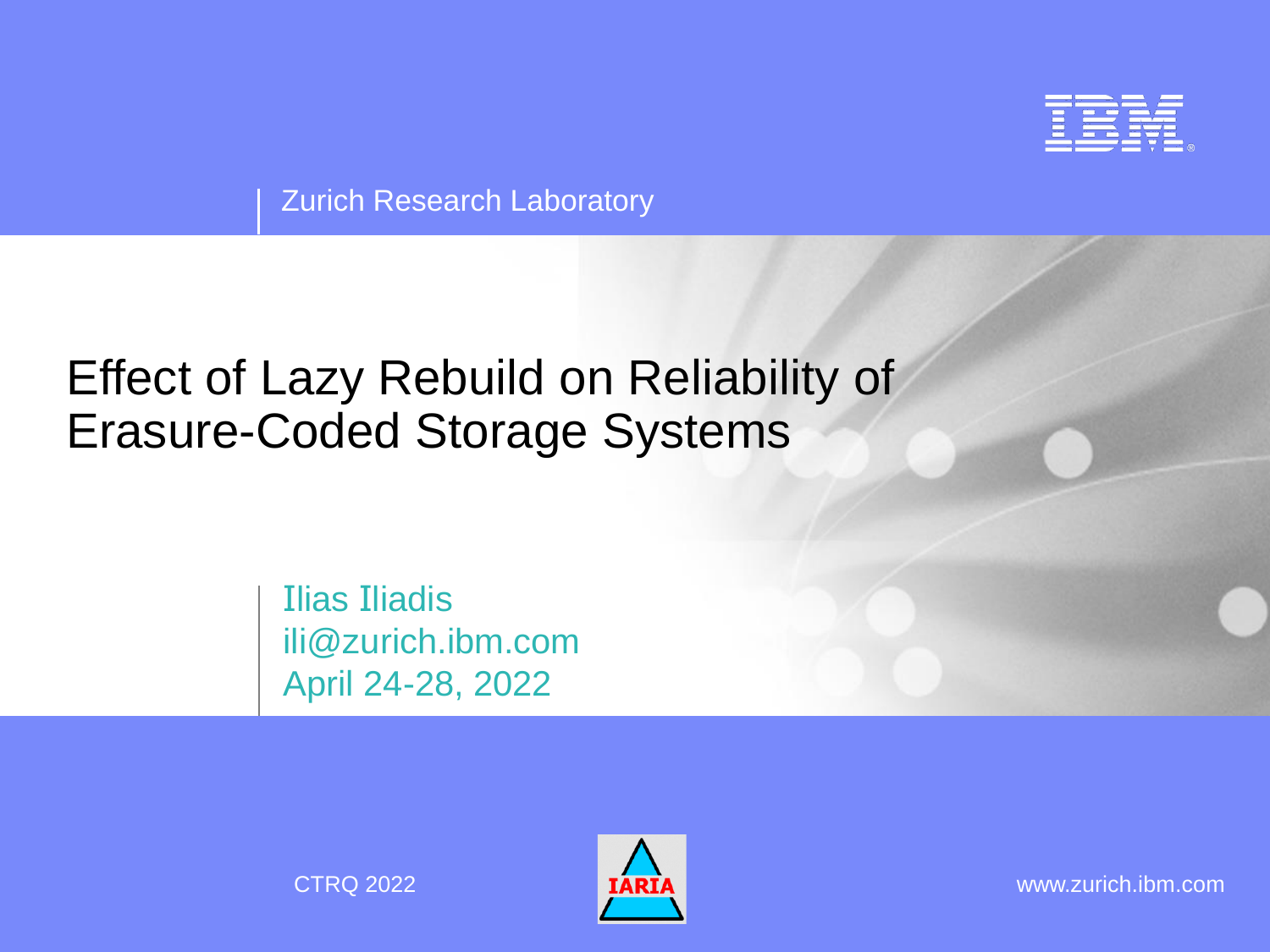Zurich Research Laboratory

# Effect of Lazy Rebuild on Reliability of Erasure-Coded Storage Systems

Ilias Iliadis
ili@zurich.ibm.com
April 24-28, 2022

CTRQ 2022

IARIA

www.zurich.ibm.com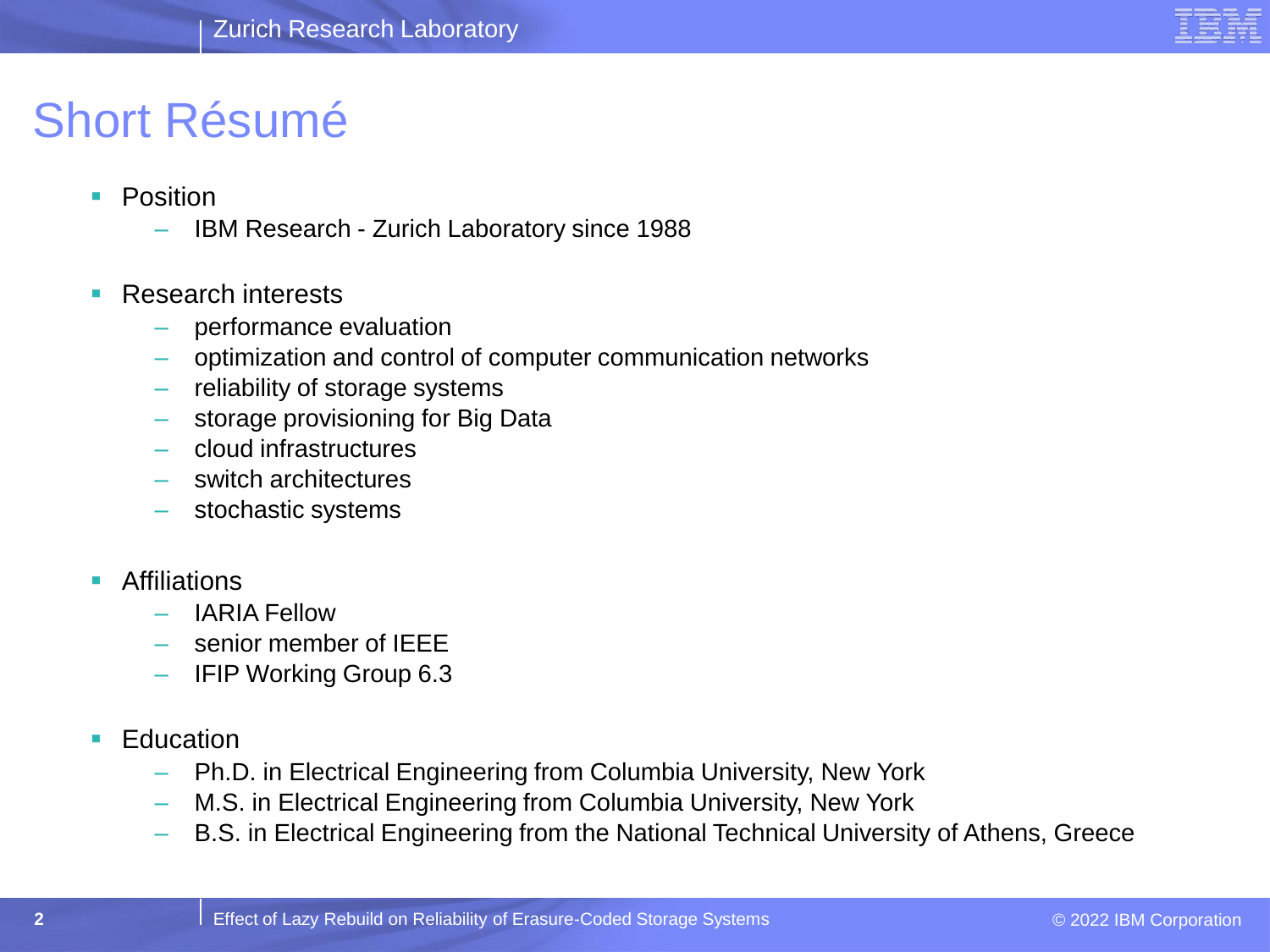# Short Résumé

- Position
  - IBM Research - Zurich Laboratory since 1988

- Research interests
  - performance evaluation
  - optimization and control of computer communication networks
  - reliability of storage systems
  - storage provisioning for Big Data
  - cloud infrastructures
  - switch architectures
  - stochastic systems

- Affiliations
  - IARIA Fellow
  - senior member of IEEE
  - IFIP Working Group 6.3

- Education
  - Ph.D. in Electrical Engineering from Columbia University, New York
  - M.S. in Electrical Engineering from Columbia University, New York
  - B.S. in Electrical Engineering from the National Technical University of Athens, Greece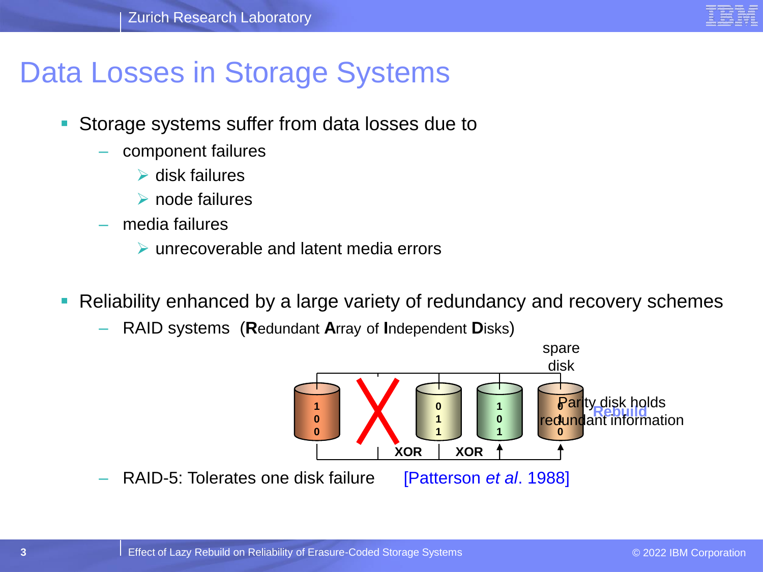# Data Losses in Storage Systems

- Storage systems suffer from data losses due to
  - component failures
    - disk failures
    - node failures
  - media failures
    - unrecoverable and latent media errors

- Reliability enhanced by a large variety of redundancy and recovery schemes
  - RAID systems (**R**edundant **A**rray of **I**ndependent **D**isks)

spare disk

Parity disk holds redundant information

Rebuild

XOR XOR

  - RAID-5: Tolerates one disk failure [Patterson *et al*. 1988]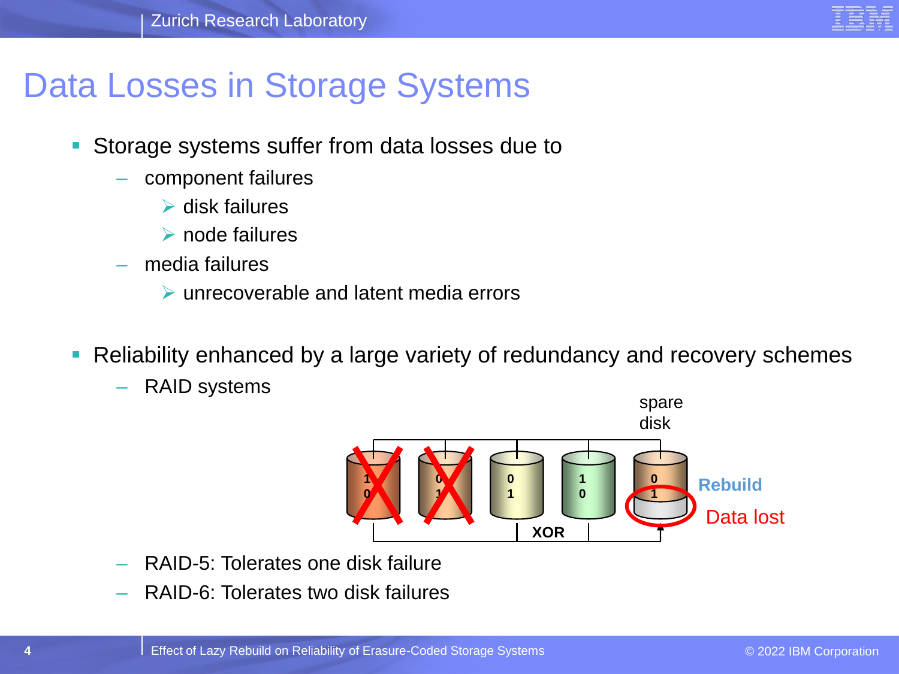# Data Losses in Storage Systems

- Storage systems suffer from data losses due to
  - component failures
    - disk failures
    - node failures
  - media failures
    - unrecoverable and latent media errors

- Reliability enhanced by a large variety of redundancy and recovery schemes
  - RAID systems

spare disk

Rebuild

Data lost

XOR

  - RAID-5: Tolerates one disk failure
  - RAID-6: Tolerates two disk failures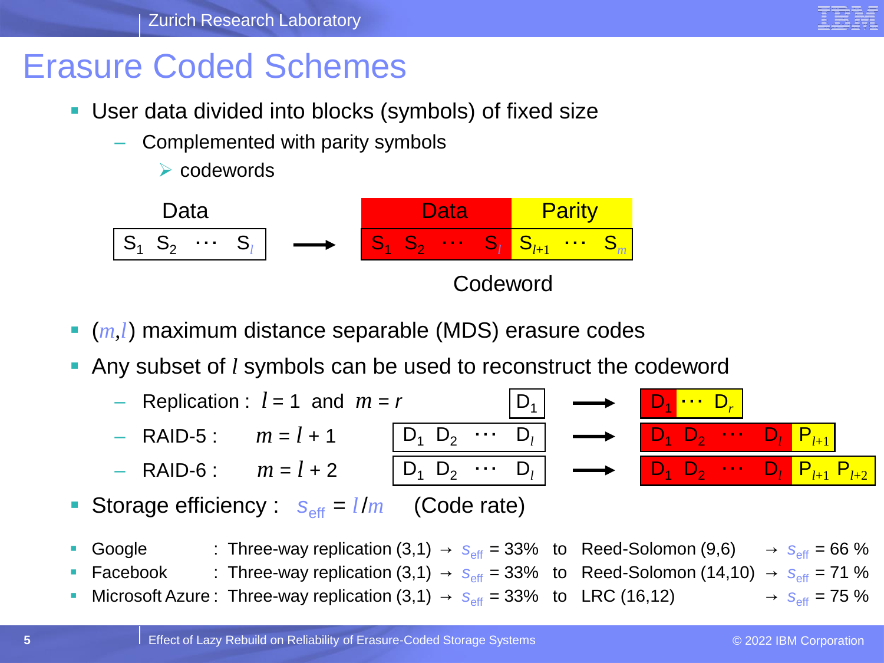# Erasure Coded Schemes

- User data divided into blocks (symbols) of fixed size
  - Complemented with parity symbols
    - codewords

Data: $S_1\ S_2\ \cdots\ S_l$ → Codeword: Data $S_1\ S_2\ \cdots\ S_l$ | Parity $S_{l+1}\ \cdots\ S_m$

- $(m,l)$ maximum distance separable (MDS) erasure codes
- Any subset of $l$ symbols can be used to reconstruct the codeword
  - Replication : $l = 1$ and $m = r$ — $D_1$ → $D_1 \cdots D_r$
  - RAID-5 : $m = l + 1$ — $D_1\ D_2\ \cdots\ D_l$ → $D_1\ D_2\ \cdots\ D_l\ P_{l+1}$
  - RAID-6 : $m = l + 2$ — $D_1\ D_2\ \cdots\ D_l$ → $D_1\ D_2\ \cdots\ D_l\ P_{l+1}\ P_{l+2}$
- Storage efficiency : $s_{\text{eff}} = l/m$ (Code rate)

- Google : Three-way replication (3,1) → $s_{\text{eff}}$ = 33% to Reed-Solomon (9,6) → $s_{\text{eff}}$ = 66 %
- Facebook : Three-way replication (3,1) → $s_{\text{eff}}$ = 33% to Reed-Solomon (14,10) → $s_{\text{eff}}$ = 71 %
- Microsoft Azure : Three-way replication (3,1) → $s_{\text{eff}}$ = 33% to LRC (16,12) → $s_{\text{eff}}$ = 75 %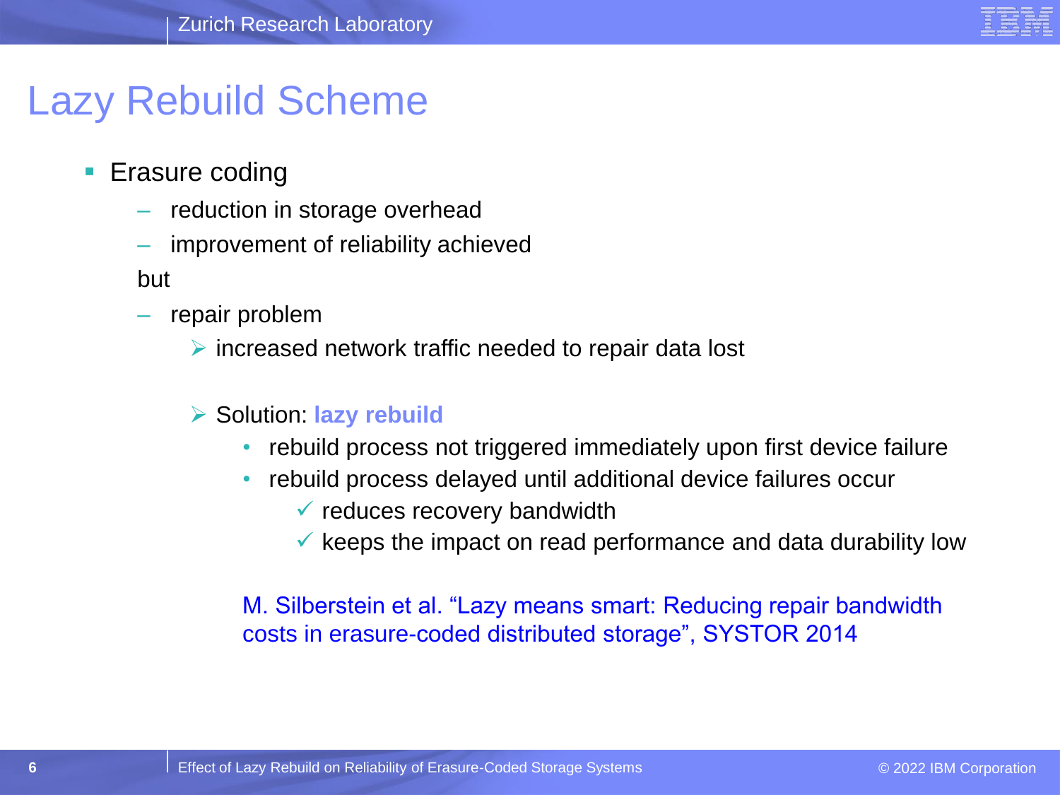# Lazy Rebuild Scheme

- Erasure coding
  - reduction in storage overhead
  - improvement of reliability achieved

  but

  - repair problem
    - increased network traffic needed to repair data lost

    - Solution: **lazy rebuild**
      - rebuild process not triggered immediately upon first device failure
      - rebuild process delayed until additional device failures occur
        - ✓ reduces recovery bandwidth
        - ✓ keeps the impact on read performance and data durability low

M. Silberstein et al. “Lazy means smart: Reducing repair bandwidth costs in erasure-coded distributed storage”, SYSTOR 2014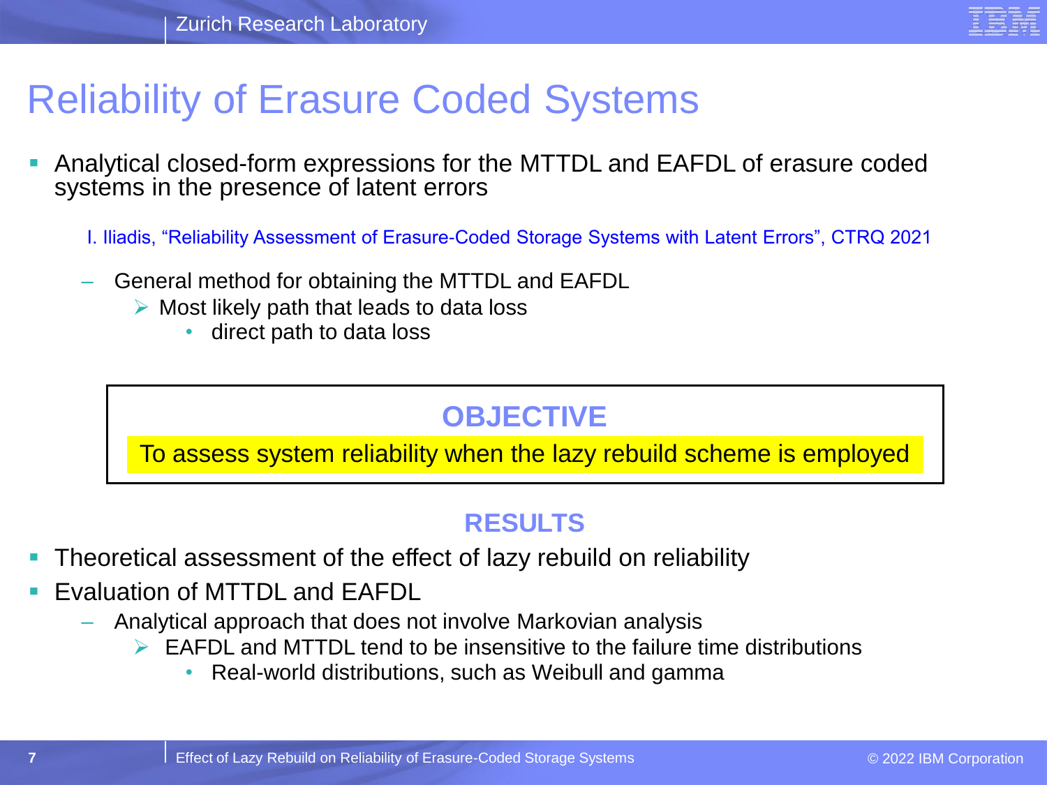# Reliability of Erasure Coded Systems

- Analytical closed-form expressions for the MTTDL and EAFDL of erasure coded systems in the presence of latent errors

  I. Iliadis, "Reliability Assessment of Erasure-Coded Storage Systems with Latent Errors", CTRQ 2021

  – General method for obtaining the MTTDL and EAFDL
    - Most likely path that leads to data loss
      - direct path to data loss

**OBJECTIVE**

To assess system reliability when the lazy rebuild scheme is employed

**RESULTS**

- Theoretical assessment of the effect of lazy rebuild on reliability
- Evaluation of MTTDL and EAFDL
  – Analytical approach that does not involve Markovian analysis
    - EAFDL and MTTDL tend to be insensitive to the failure time distributions
      - Real-world distributions, such as Weibull and gamma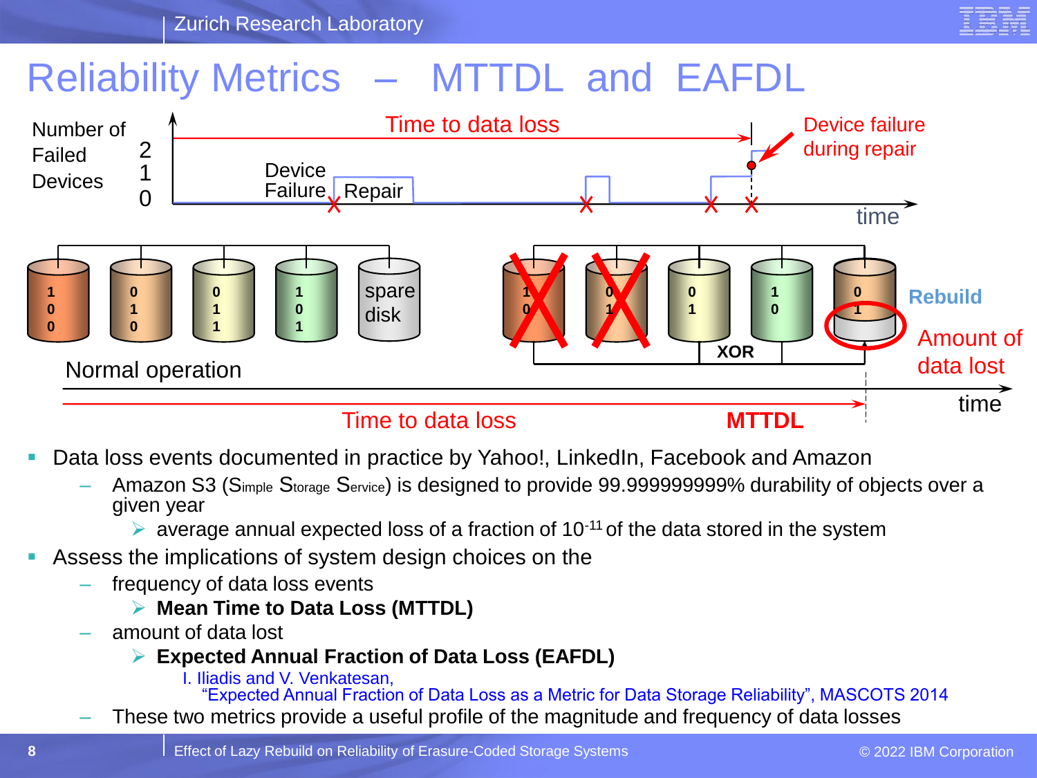# Reliability Metrics – MTTDL and EAFDL

Number of Failed Devices: 2, 1, 0

Time to data loss

Device failure during repair

Device Failure, Repair

time

Normal operation

spare disk

XOR

Rebuild

Amount of data lost

Time to data loss — MTTDL

time

- Data loss events documented in practice by Yahoo!, LinkedIn, Facebook and Amazon
  - Amazon S3 (Simple Storage Service) is designed to provide 99.999999999% durability of objects over a given year
    - average annual expected loss of a fraction of $10^{-11}$ of the data stored in the system
- Assess the implications of system design choices on the
  - frequency of data loss events
    - **Mean Time to Data Loss (MTTDL)**
  - amount of data lost
    - **Expected Annual Fraction of Data Loss (EAFDL)**

      I. Iliadis and V. Venkatesan, "Expected Annual Fraction of Data Loss as a Metric for Data Storage Reliability", MASCOTS 2014
  - These two metrics provide a useful profile of the magnitude and frequency of data losses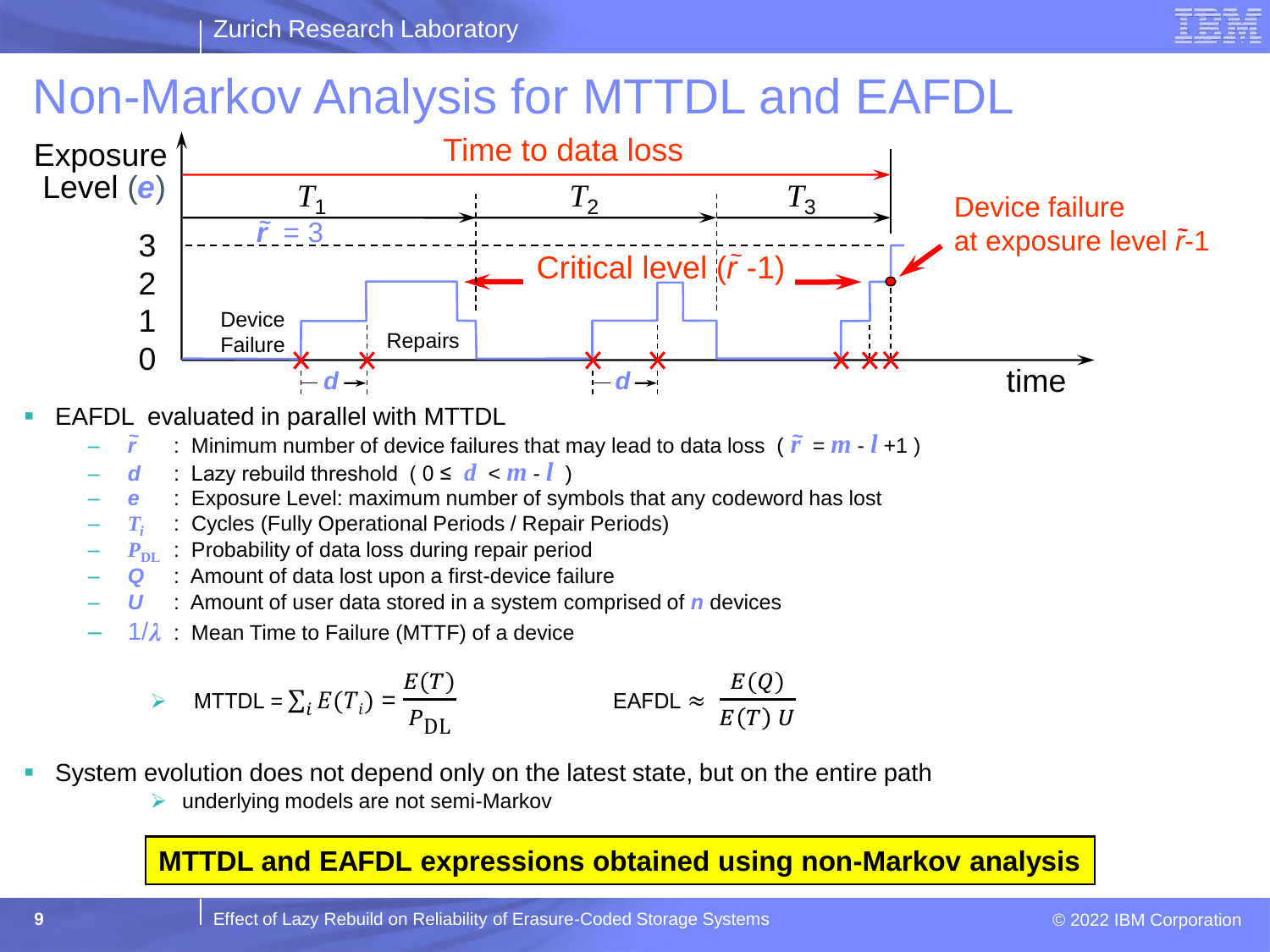# Non-Markov Analysis for MTTDL and EAFDL

Exposure Level ($e$)

Time to data loss

$T_1$ $T_2$ $T_3$

$\tilde{r} = 3$

Critical level ($\tilde{r}$ -1)

Device failure at exposure level $\tilde{r}$-1

Device Failure

Repairs

$d$ $d$

time

- EAFDL evaluated in parallel with MTTDL
  - $\tilde{r}$ : Minimum number of device failures that may lead to data loss ( $\tilde{r} = m - l + 1$ )
  - $d$ : Lazy rebuild threshold ( $0 \le d < m - l$ )
  - $e$ : Exposure Level: maximum number of symbols that any codeword has lost
  - $T_i$ : Cycles (Fully Operational Periods / Repair Periods)
  - $P_{\text{DL}}$ : Probability of data loss during repair period
  - $Q$ : Amount of data lost upon a first-device failure
  - $U$ : Amount of user data stored in a system comprised of $n$ devices
  - $1/\lambda$ : Mean Time to Failure (MTTF) of a device

  - MTTDL = $\sum_i E(T_i) = \dfrac{E(T)}{P_{\text{DL}}}$  EAFDL $\approx \dfrac{E(Q)}{E(T)\,U}$

- System evolution does not depend only on the latest state, but on the entire path
  - underlying models are not semi-Markov

**MTTDL and EAFDL expressions obtained using non-Markov analysis**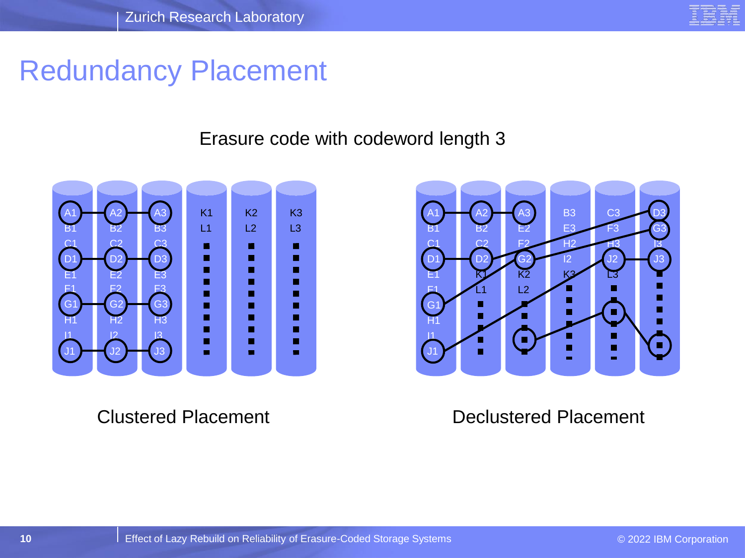# Redundancy Placement

Erasure code with codeword length 3

Clustered Placement

Declustered Placement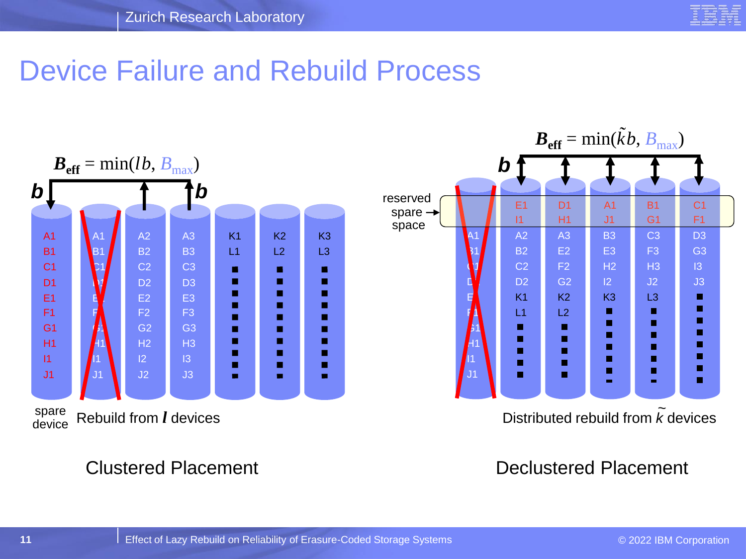# Device Failure and Rebuild Process

$\boldsymbol{B}_{\text{eff}} = \min(lb, B_{\max})$

**b** **b**

| | | | | | | |
|---|---|---|---|---|---|---|
| A1 | A1 | A2 | A3 | K1 | K2 | K3 |
| B1 | B1 | B2 | B3 | L1 | L2 | L3 |
| C1 | C1 | C2 | C3 | ■ | ■ | ■ |
| D1 | D1 | D2 | D3 | ■ | ■ | ■ |
| E1 | E1 | E2 | E3 | ■ | ■ | ■ |
| F1 | F1 | F2 | F3 | ■ | ■ | ■ |
| G1 | G1 | G2 | G3 | ■ | ■ | ■ |
| H1 | H1 | H2 | H3 | ■ | ■ | ■ |
| I1 | I1 | I2 | I3 | ■ | ■ | ■ |
| J1 | J1 | J2 | J3 | ■ | ■ | ■ |

spare device

Rebuild from $\boldsymbol{l}$ devices

**Clustered Placement**

$\boldsymbol{B}_{\text{eff}} = \min(\tilde{k}b, B_{\max})$

**b**

reserved spare space →

| | | | | | |
|---|---|---|---|---|---|
| | E1 | D1 | A1 | B1 | C1 |
| | I1 | H1 | J1 | G1 | F1 |
| A1 | A2 | A3 | B3 | C3 | D3 |
| B1 | B2 | E2 | E3 | F3 | G3 |
| C1 | C2 | F2 | H2 | H3 | I3 |
| D1 | D2 | G2 | I2 | J2 | J3 |
| E1 | K1 | K2 | K3 | L3 | ■ |
| F1 | L1 | L2 | ■ | ■ | ■ |
| G1 | ■ | ■ | ■ | ■ | ■ |
| H1 | ■ | ■ | ■ | ■ | ■ |
| I1 | ■ | ■ | ■ | ■ | ■ |
| J1 | ■ | ■ | ■ | ■ | ■ |

Distributed rebuild from $\tilde{k}$ devices

**Declustered Placement**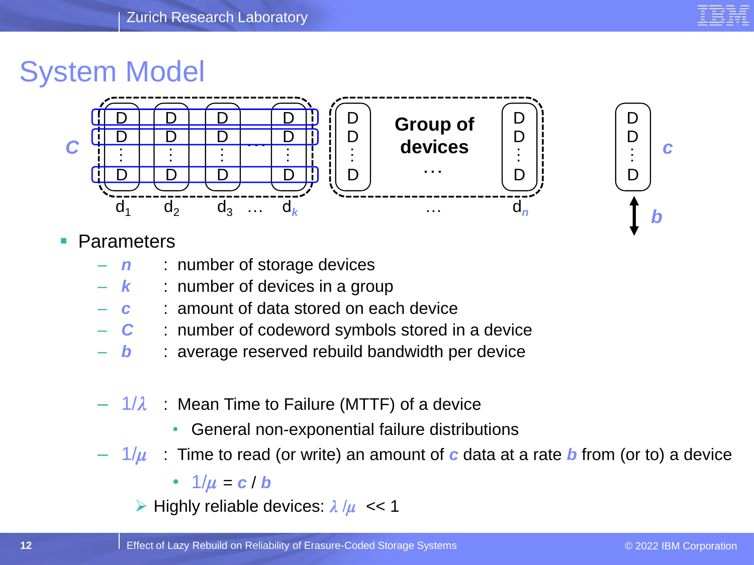# System Model

- Parameters
  - $n$ : number of storage devices
  - $k$ : number of devices in a group
  - $c$ : amount of data stored on each device
  - $C$ : number of codeword symbols stored in a device
  - $b$ : average reserved rebuild bandwidth per device

  - $1/\lambda$ : Mean Time to Failure (MTTF) of a device
    - General non-exponential failure distributions
  - $1/\mu$ : Time to read (or write) an amount of $c$ data at a rate $b$ from (or to) a device
    - $1/\mu = c / b$
    - Highly reliable devices: $\lambda / \mu \ll 1$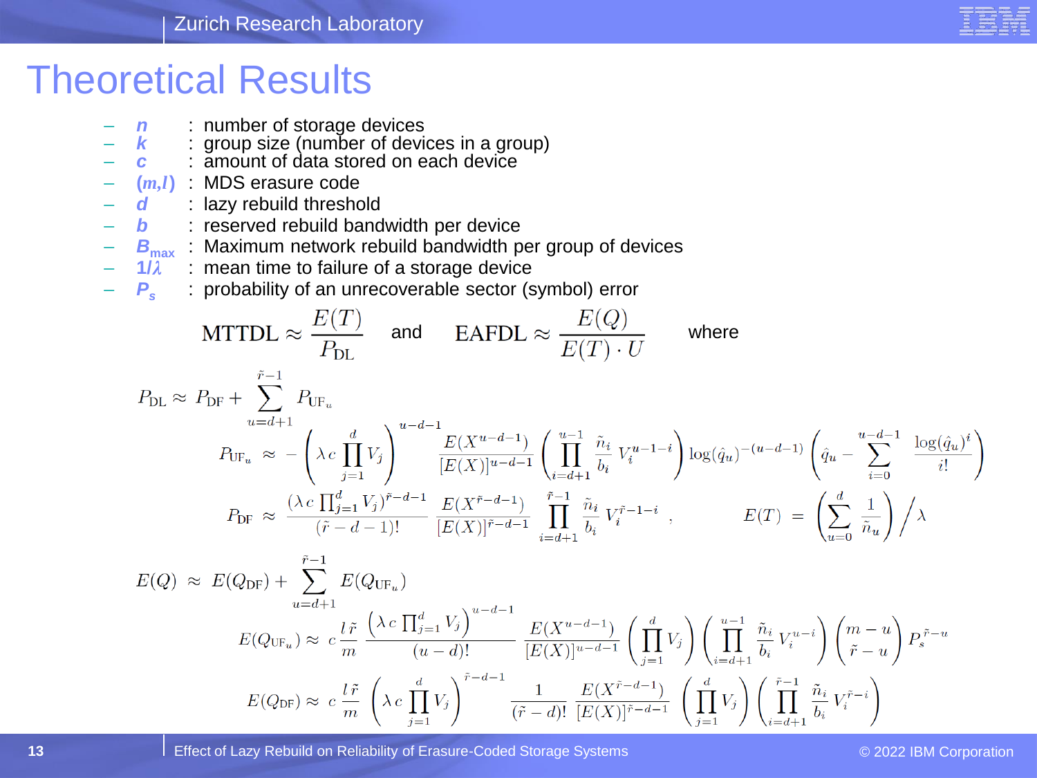# Theoretical Results

- $n$ : number of storage devices
- $k$ : group size (number of devices in a group)
- $c$ : amount of data stored on each device
- $(m,l)$ : MDS erasure code
- $d$ : lazy rebuild threshold
- $b$ : reserved rebuild bandwidth per device
- $B_{max}$ : Maximum network rebuild bandwidth per group of devices
- $1/\lambda$ : mean time to failure of a storage device
- $P_s$ : probability of an unrecoverable sector (symbol) error

$$\text{MTTDL} \approx \frac{E(T)}{P_{\text{DL}}} \quad \text{and} \quad \text{EAFDL} \approx \frac{E(Q)}{E(T)\cdot U} \quad \text{where}$$

$$P_{\text{DL}} \approx P_{\text{DF}} + \sum_{u=d+1}^{\tilde{r}-1} P_{\text{UF}_u}$$

$$P_{\text{UF}_u} \approx -\left(\lambda\, c \prod_{j=1}^{d} V_j\right)^{u-d-1} \frac{E(X^{u-d-1})}{[E(X)]^{u-d-1}} \left(\prod_{i=d+1}^{u-1} \frac{\tilde{n}_i}{b_i}\, V_i^{u-1-i}\right) \log(\hat{q}_u)^{-(u-d-1)} \left(\hat{q}_u - \sum_{i=0}^{u-d-1} \frac{\log(\hat{q}_u)^i}{i!}\right)$$

$$P_{\text{DF}} \approx \frac{(\lambda\, c \prod_{j=1}^{d} V_j)^{\tilde{r}-d-1}}{(\tilde{r}-d-1)!} \frac{E(X^{\tilde{r}-d-1})}{[E(X)]^{\tilde{r}-d-1}} \prod_{i=d+1}^{\tilde{r}-1} \frac{\tilde{n}_i}{b_i}\, V_i^{\tilde{r}-1-i}\,, \qquad E(T) = \left(\sum_{u=0}^{d} \frac{1}{\tilde{n}_u}\right) \Big/ \lambda$$

$$E(Q) \approx E(Q_{\text{DF}}) + \sum_{u=d+1}^{\tilde{r}-1} E(Q_{\text{UF}_u})$$

$$E(Q_{\text{UF}_u}) \approx c\,\frac{l\,\tilde{r}}{m} \frac{\left(\lambda\, c \prod_{j=1}^{d} V_j\right)^{u-d-1}}{(u-d)!} \frac{E(X^{u-d-1})}{[E(X)]^{u-d-1}} \left(\prod_{j=1}^{d} V_j\right) \left(\prod_{i=d+1}^{u-1} \frac{\tilde{n}_i}{b_i}\, V_i^{u-i}\right) \binom{m-u}{\tilde{r}-u} P_s^{\tilde{r}-u}$$

$$E(Q_{\text{DF}}) \approx c\,\frac{l\,\tilde{r}}{m} \left(\lambda\, c \prod_{j=1}^{d} V_j\right)^{\tilde{r}-d-1} \frac{1}{(\tilde{r}-d)!} \frac{E(X^{\tilde{r}-d-1})}{[E(X)]^{\tilde{r}-d-1}} \left(\prod_{j=1}^{d} V_j\right) \left(\prod_{i=d+1}^{\tilde{r}-1} \frac{\tilde{n}_i}{b_i}\, V_i^{\tilde{r}-i}\right)$$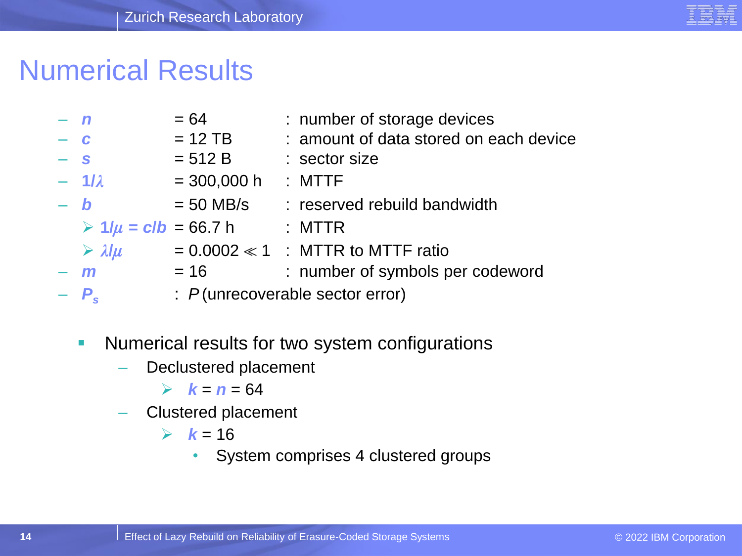# Numerical Results

- $n$ = 64 : number of storage devices
- $c$ = 12 TB : amount of data stored on each device
- $s$ = 512 B : sector size
- $1/\lambda$ = 300,000 h : MTTF
- $b$ = 50 MB/s : reserved rebuild bandwidth
  - $1/\mu = c/b$ = 66.7 h : MTTR
  - $\lambda/\mu$ = 0.0002 $\ll$ 1 : MTTR to MTTF ratio
- $m$ = 16 : number of symbols per codeword
- $P_s$ : $P$(unrecoverable sector error)

- Numerical results for two system configurations
  - Declustered placement
    - $k = n = 64$
  - Clustered placement
    - $k = 16$
      - System comprises 4 clustered groups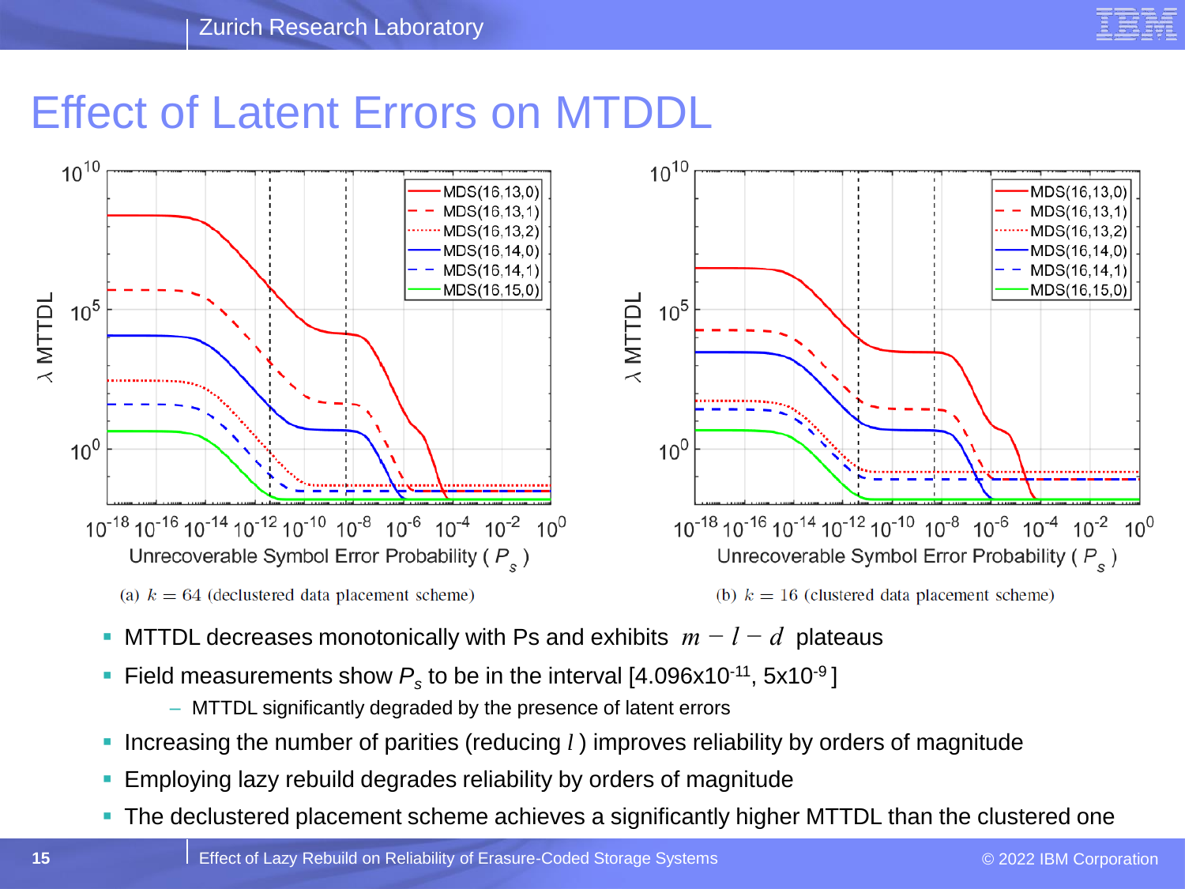# Effect of Latent Errors on MTDDL

(a) $k = 64$ (declustered data placement scheme)

(b) $k = 16$ (clustered data placement scheme)

- MTTDL decreases monotonically with Ps and exhibits $m - l - d$ plateaus
- Field measurements show $P_s$ to be in the interval [$4.096 \times 10^{-11}$, $5 \times 10^{-9}$]
  - MTTDL significantly degraded by the presence of latent errors
- Increasing the number of parities (reducing $l$) improves reliability by orders of magnitude
- Employing lazy rebuild degrades reliability by orders of magnitude
- The declustered placement scheme achieves a significantly higher MTTDL than the clustered one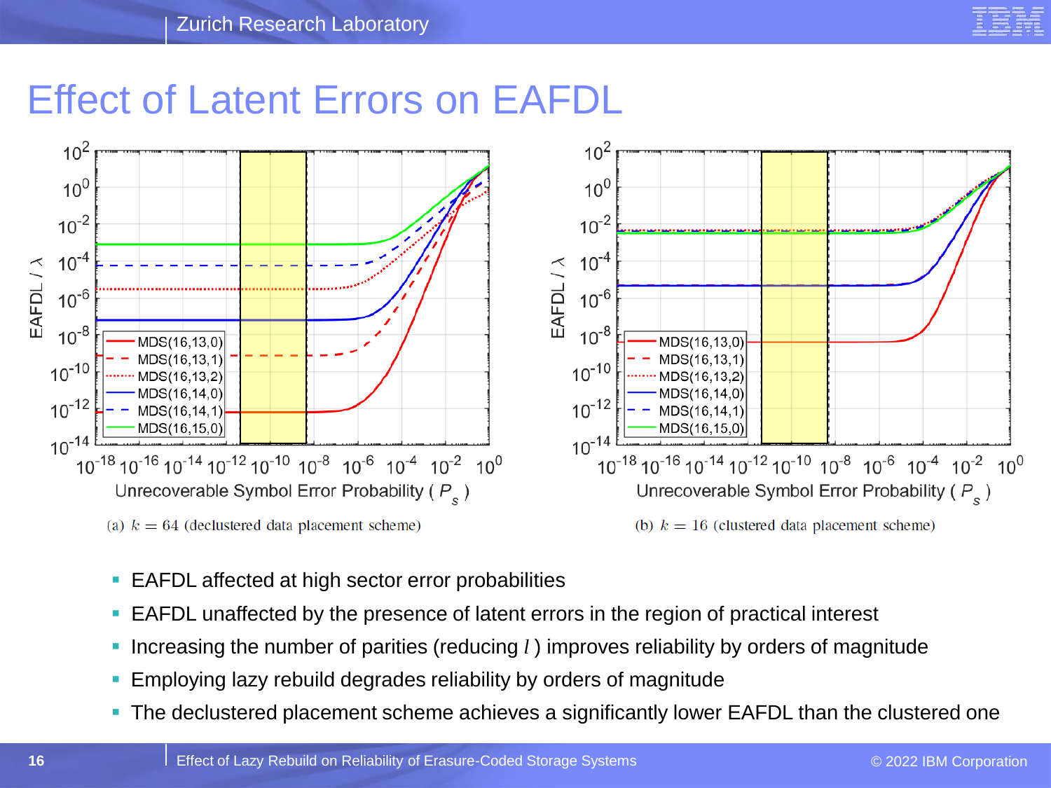# Effect of Latent Errors on EAFDL

(a) $k = 64$ (declustered data placement scheme)

(b) $k = 16$ (clustered data placement scheme)

- EAFDL affected at high sector error probabilities
- EAFDL unaffected by the presence of latent errors in the region of practical interest
- Increasing the number of parities (reducing $l$ ) improves reliability by orders of magnitude
- Employing lazy rebuild degrades reliability by orders of magnitude
- The declustered placement scheme achieves a significantly lower EAFDL than the clustered one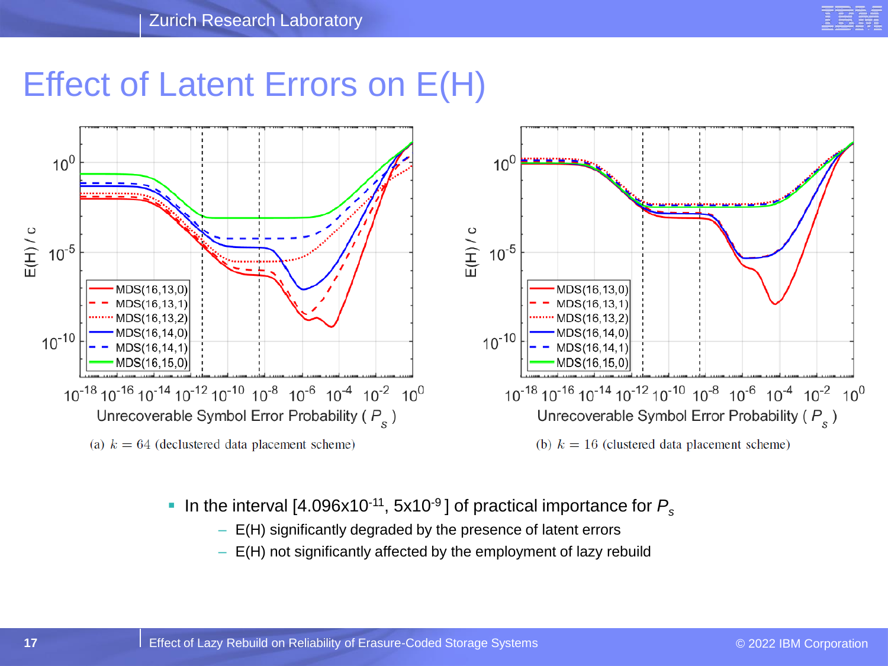# Effect of Latent Errors on E(H)

(a) $k = 64$ (declustered data placement scheme)

(b) $k = 16$ (clustered data placement scheme)

- In the interval [$4.096 \times 10^{-11}$, $5 \times 10^{-9}$] of practical importance for $P_s$
  - E(H) significantly degraded by the presence of latent errors
  - E(H) not significantly affected by the employment of lazy rebuild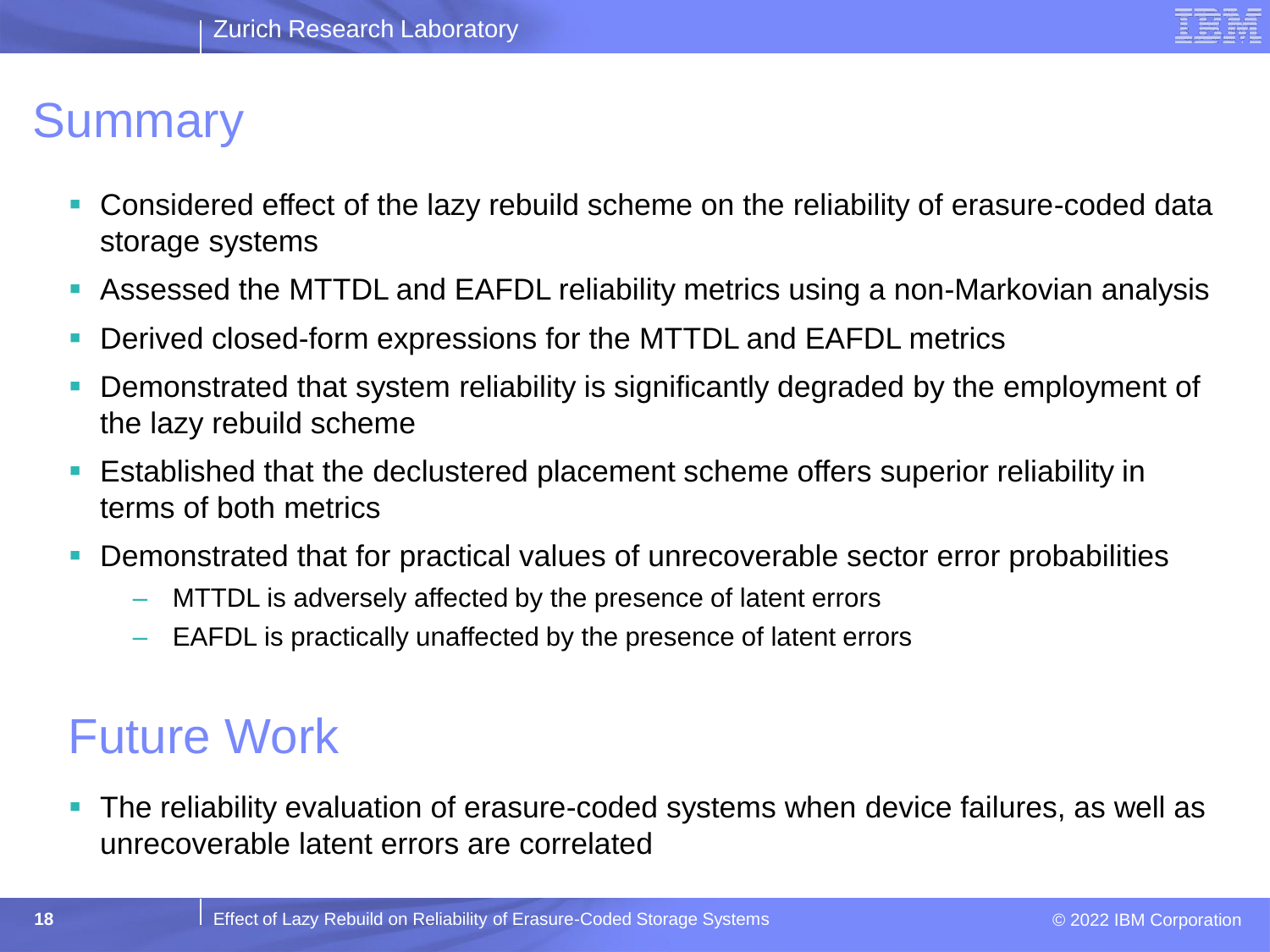# Summary

- Considered effect of the lazy rebuild scheme on the reliability of erasure-coded data storage systems
- Assessed the MTTDL and EAFDL reliability metrics using a non-Markovian analysis
- Derived closed-form expressions for the MTTDL and EAFDL metrics
- Demonstrated that system reliability is significantly degraded by the employment of the lazy rebuild scheme
- Established that the declustered placement scheme offers superior reliability in terms of both metrics
- Demonstrated that for practical values of unrecoverable sector error probabilities
  - MTTDL is adversely affected by the presence of latent errors
  - EAFDL is practically unaffected by the presence of latent errors

# Future Work

- The reliability evaluation of erasure-coded systems when device failures, as well as unrecoverable latent errors are correlated